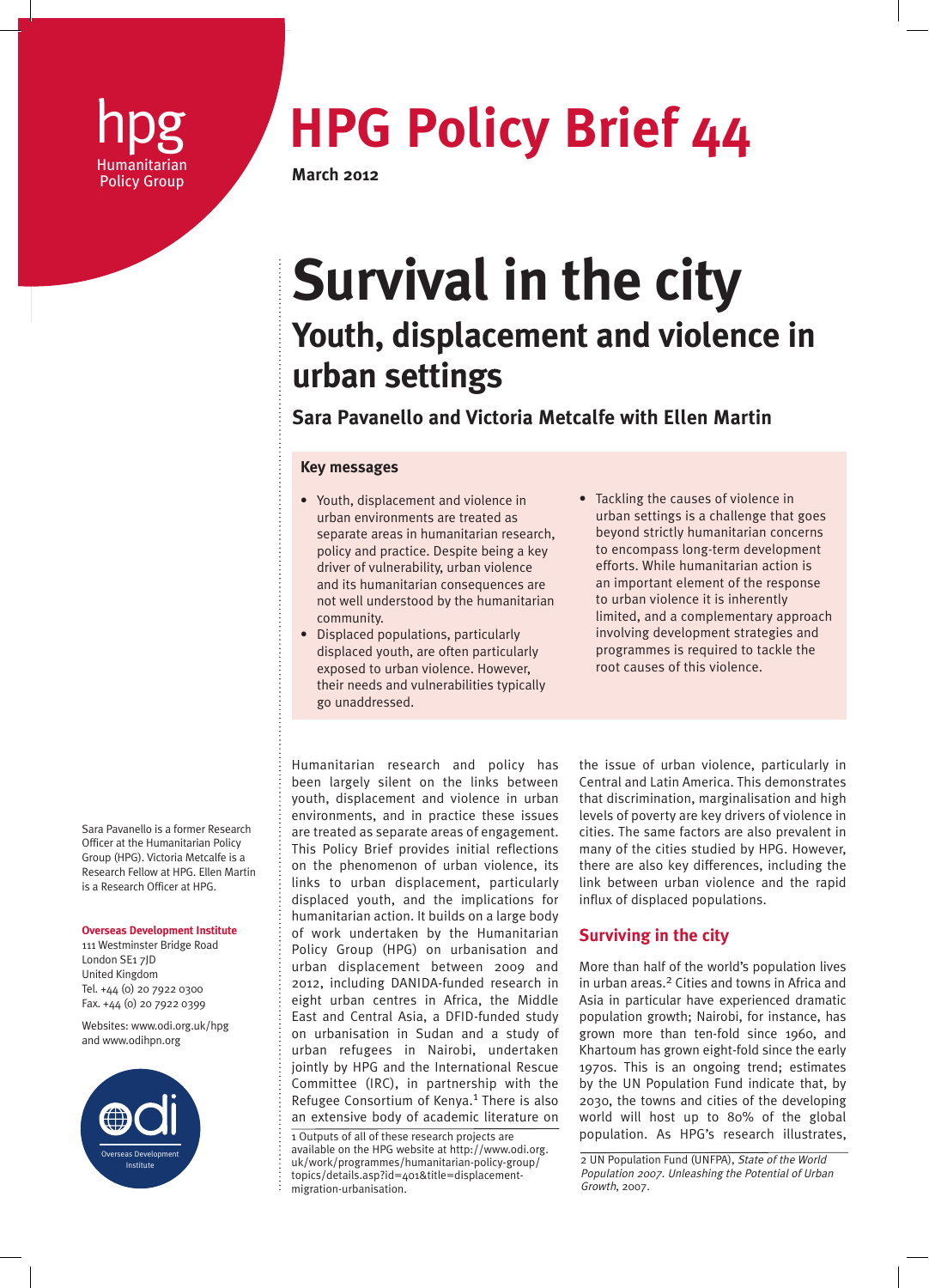hpg
Humanitarian Policy Group

# HPG Policy Brief 44

**March 2012**

# Survival in the city

## Youth, displacement and violence in urban settings

**Sara Pavanello and Victoria Metcalfe with Ellen Martin**

### Key messages

- Youth, displacement and violence in urban environments are treated as separate areas in humanitarian research, policy and practice. Despite being a key driver of vulnerability, urban violence and its humanitarian consequences are not well understood by the humanitarian community.
- Displaced populations, particularly displaced youth, are often particularly exposed to urban violence. However, their needs and vulnerabilities typically go unaddressed.
- Tackling the causes of violence in urban settings is a challenge that goes beyond strictly humanitarian concerns to encompass long-term development efforts. While humanitarian action is an important element of the response to urban violence it is inherently limited, and a complementary approach involving development strategies and programmes is required to tackle the root causes of this violence.

Sara Pavanello is a former Research Officer at the Humanitarian Policy Group (HPG). Victoria Metcalfe is a Research Fellow at HPG. Ellen Martin is a Research Officer at HPG.

**Overseas Development Institute**
111 Westminster Bridge Road
London SE1 7JD
United Kingdom
Tel. +44 (0) 20 7922 0300
Fax. +44 (0) 20 7922 0399

Websites: www.odi.org.uk/hpg and www.odihpn.org

Humanitarian research and policy has been largely silent on the links between youth, displacement and violence in urban environments, and in practice these issues are treated as separate areas of engagement. This Policy Brief provides initial reflections on the phenomenon of urban violence, its links to urban displacement, particularly displaced youth, and the implications for humanitarian action. It builds on a large body of work undertaken by the Humanitarian Policy Group (HPG) on urbanisation and urban displacement between 2009 and 2012, including DANIDA-funded research in eight urban centres in Africa, the Middle East and Central Asia, a DFID-funded study on urbanisation in Sudan and a study of urban refugees in Nairobi, undertaken jointly by HPG and the International Rescue Committee (IRC), in partnership with the Refugee Consortium of Kenya.[1] There is also an extensive body of academic literature on the issue of urban violence, particularly in Central and Latin America. This demonstrates that discrimination, marginalisation and high levels of poverty are key drivers of violence in cities. The same factors are also prevalent in many of the cities studied by HPG. However, there are also key differences, including the link between urban violence and the rapid influx of displaced populations.

## Surviving in the city

More than half of the world's population lives in urban areas.[2] Cities and towns in Africa and Asia in particular have experienced dramatic population growth; Nairobi, for instance, has grown more than ten-fold since 1960, and Khartoum has grown eight-fold since the early 1970s. This is an ongoing trend; estimates by the UN Population Fund indicate that, by 2030, the towns and cities of the developing world will host up to 80% of the global population. As HPG's research illustrates,

1 Outputs of all of these research projects are available on the HPG website at http://www.odi.org.uk/work/programmes/humanitarian-policy-group/topics/details.asp?id=401&title=displacement-migration-urbanisation.

2 UN Population Fund (UNFPA), *State of the World Population 2007. Unleashing the Potential of Urban Growth*, 2007.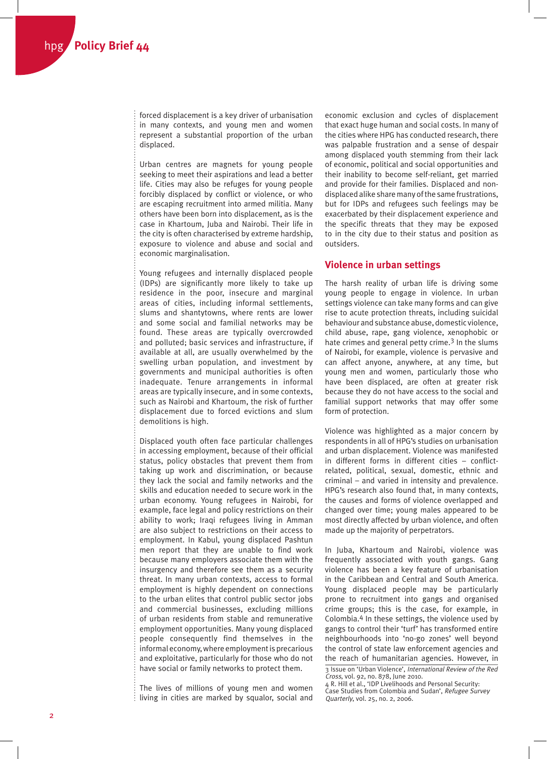forced displacement is a key driver of urbanisation in many contexts, and young men and women represent a substantial proportion of the urban displaced.

Urban centres are magnets for young people seeking to meet their aspirations and lead a better life. Cities may also be refuges for young people forcibly displaced by conflict or violence, or who are escaping recruitment into armed militia. Many others have been born into displacement, as is the case in Khartoum, Juba and Nairobi. Their life in the city is often characterised by extreme hardship, exposure to violence and abuse and social and economic marginalisation.

Young refugees and internally displaced people (IDPs) are significantly more likely to take up residence in the poor, insecure and marginal areas of cities, including informal settlements, slums and shantytowns, where rents are lower and some social and familial networks may be found. These areas are typically overcrowded and polluted; basic services and infrastructure, if available at all, are usually overwhelmed by the swelling urban population, and investment by governments and municipal authorities is often inadequate. Tenure arrangements in informal areas are typically insecure, and in some contexts, such as Nairobi and Khartoum, the risk of further displacement due to forced evictions and slum demolitions is high.

Displaced youth often face particular challenges in accessing employment, because of their official status, policy obstacles that prevent them from taking up work and discrimination, or because they lack the social and family networks and the skills and education needed to secure work in the urban economy. Young refugees in Nairobi, for example, face legal and policy restrictions on their ability to work; Iraqi refugees living in Amman are also subject to restrictions on their access to employment. In Kabul, young displaced Pashtun men report that they are unable to find work because many employers associate them with the insurgency and therefore see them as a security threat. In many urban contexts, access to formal employment is highly dependent on connections to the urban elites that control public sector jobs and commercial businesses, excluding millions of urban residents from stable and remunerative employment opportunities. Many young displaced people consequently find themselves in the informal economy, where employment is precarious and exploitative, particularly for those who do not have social or family networks to protect them.

The lives of millions of young men and women living in cities are marked by squalor, social and economic exclusion and cycles of displacement that exact huge human and social costs. In many of the cities where HPG has conducted research, there was palpable frustration and a sense of despair among displaced youth stemming from their lack of economic, political and social opportunities and their inability to become self-reliant, get married and provide for their families. Displaced and non-displaced alike share many of the same frustrations, but for IDPs and refugees such feelings may be exacerbated by their displacement experience and the specific threats that they may be exposed to in the city due to their status and position as outsiders.

## Violence in urban settings

The harsh reality of urban life is driving some young people to engage in violence. In urban settings violence can take many forms and can give rise to acute protection threats, including suicidal behaviour and substance abuse, domestic violence, child abuse, rape, gang violence, xenophobic or hate crimes and general petty crime.[3] In the slums of Nairobi, for example, violence is pervasive and can affect anyone, anywhere, at any time, but young men and women, particularly those who have been displaced, are often at greater risk because they do not have access to the social and familial support networks that may offer some form of protection.

Violence was highlighted as a major concern by respondents in all of HPG's studies on urbanisation and urban displacement. Violence was manifested in different forms in different cities – conflict-related, political, sexual, domestic, ethnic and criminal – and varied in intensity and prevalence. HPG's research also found that, in many contexts, the causes and forms of violence overlapped and changed over time; young males appeared to be most directly affected by urban violence, and often made up the majority of perpetrators.

In Juba, Khartoum and Nairobi, violence was frequently associated with youth gangs. Gang violence has been a key feature of urbanisation in the Caribbean and Central and South America. Young displaced people may be particularly prone to recruitment into gangs and organised crime groups; this is the case, for example, in Colombia.[4] In these settings, the violence used by gangs to control their 'turf' has transformed entire neighbourhoods into 'no-go zones' well beyond the control of state law enforcement agencies and the reach of humanitarian agencies. However, in

3 Issue on 'Urban Violence', *International Review of the Red Cross*, vol. 92, no. 878, June 2010.

4 R. Hill et al., 'IDP Livelihoods and Personal Security: Case Studies from Colombia and Sudan', *Refugee Survey Quarterly*, vol. 25, no. 2, 2006.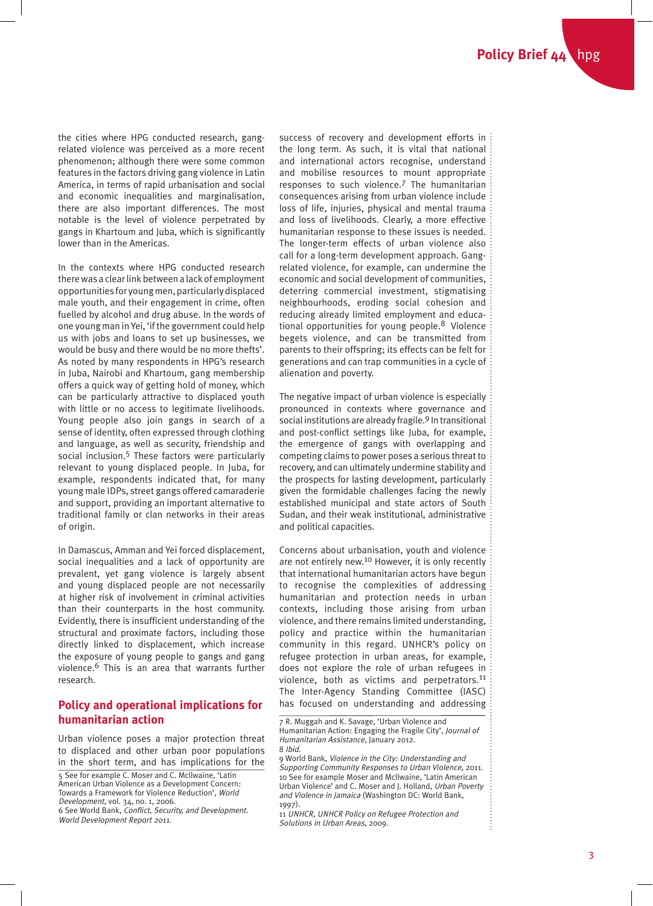the cities where HPG conducted research, gang-related violence was perceived as a more recent phenomenon; although there were some common features in the factors driving gang violence in Latin America, in terms of rapid urbanisation and social and economic inequalities and marginalisation, there are also important differences. The most notable is the level of violence perpetrated by gangs in Khartoum and Juba, which is significantly lower than in the Americas.

In the contexts where HPG conducted research there was a clear link between a lack of employment opportunities for young men, particularly displaced male youth, and their engagement in crime, often fuelled by alcohol and drug abuse. In the words of one young man in Yei, 'if the government could help us with jobs and loans to set up businesses, we would be busy and there would be no more thefts'. As noted by many respondents in HPG's research in Juba, Nairobi and Khartoum, gang membership offers a quick way of getting hold of money, which can be particularly attractive to displaced youth with little or no access to legitimate livelihoods. Young people also join gangs in search of a sense of identity, often expressed through clothing and language, as well as security, friendship and social inclusion.[5] These factors were particularly relevant to young displaced people. In Juba, for example, respondents indicated that, for many young male IDPs, street gangs offered camaraderie and support, providing an important alternative to traditional family or clan networks in their areas of origin.

In Damascus, Amman and Yei forced displacement, social inequalities and a lack of opportunity are prevalent, yet gang violence is largely absent and young displaced people are not necessarily at higher risk of involvement in criminal activities than their counterparts in the host community. Evidently, there is insufficient understanding of the structural and proximate factors, including those directly linked to displacement, which increase the exposure of young people to gangs and gang violence.[6] This is an area that warrants further research.

## Policy and operational implications for humanitarian action

Urban violence poses a major protection threat to displaced and other urban poor populations in the short term, and has implications for the success of recovery and development efforts in the long term. As such, it is vital that national and international actors recognise, understand and mobilise resources to mount appropriate responses to such violence.[7] The humanitarian consequences arising from urban violence include loss of life, injuries, physical and mental trauma and loss of livelihoods. Clearly, a more effective humanitarian response to these issues is needed. The longer-term effects of urban violence also call for a long-term development approach. Gang-related violence, for example, can undermine the economic and social development of communities, deterring commercial investment, stigmatising neighbourhoods, eroding social cohesion and reducing already limited employment and educational opportunities for young people.[8] Violence begets violence, and can be transmitted from parents to their offspring; its effects can be felt for generations and can trap communities in a cycle of alienation and poverty.

The negative impact of urban violence is especially pronounced in contexts where governance and social institutions are already fragile.[9] In transitional and post-conflict settings like Juba, for example, the emergence of gangs with overlapping and competing claims to power poses a serious threat to recovery, and can ultimately undermine stability and the prospects for lasting development, particularly given the formidable challenges facing the newly established municipal and state actors of South Sudan, and their weak institutional, administrative and political capacities.

Concerns about urbanisation, youth and violence are not entirely new.[10] However, it is only recently that international humanitarian actors have begun to recognise the complexities of addressing humanitarian and protection needs in urban contexts, including those arising from urban violence, and there remains limited understanding, policy and practice within the humanitarian community in this regard. UNHCR's policy on refugee protection in urban areas, for example, does not explore the role of urban refugees in violence, both as victims and perpetrators.[11] The Inter-Agency Standing Committee (IASC) has focused on understanding and addressing

---

5 See for example C. Moser and C. McIlwaine, 'Latin American Urban Violence as a Development Concern: Towards a Framework for Violence Reduction', *World Development*, vol. 34, no. 1, 2006.

6 See World Bank, *Conflict, Security, and Development. World Development Report 2011.*

7 R. Muggah and K. Savage, 'Urban Violence and Humanitarian Action: Engaging the Fragile City', *Journal of Humanitarian Assistance*, January 2012.

8 *Ibid.*

9 World Bank, *Violence in the City: Understanding and Supporting Community Responses to Urban Violence*, 2011.

10 See for example Moser and McIlwaine, 'Latin American Urban Violence' and C. Moser and J. Holland, *Urban Poverty and Violence in Jamaica* (Washington DC: World Bank, 1997).

11 *UNHCR, UNHCR Policy on Refugee Protection and Solutions in Urban Areas*, 2009.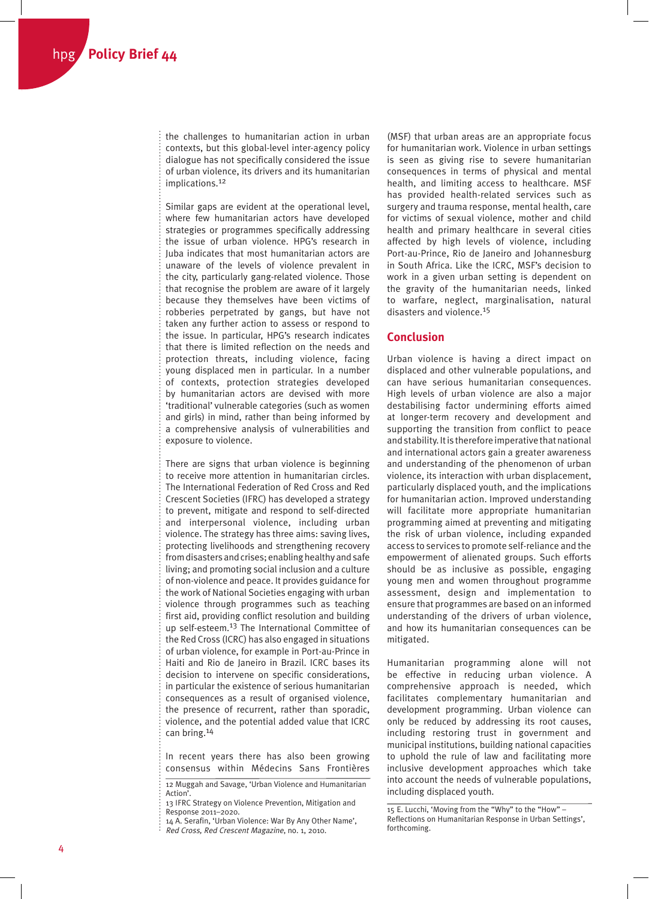the challenges to humanitarian action in urban contexts, but this global-level inter-agency policy dialogue has not specifically considered the issue of urban violence, its drivers and its humanitarian implications.[12]

Similar gaps are evident at the operational level, where few humanitarian actors have developed strategies or programmes specifically addressing the issue of urban violence. HPG's research in Juba indicates that most humanitarian actors are unaware of the levels of violence prevalent in the city, particularly gang-related violence. Those that recognise the problem are aware of it largely because they themselves have been victims of robberies perpetrated by gangs, but have not taken any further action to assess or respond to the issue. In particular, HPG's research indicates that there is limited reflection on the needs and protection threats, including violence, facing young displaced men in particular. In a number of contexts, protection strategies developed by humanitarian actors are devised with more 'traditional' vulnerable categories (such as women and girls) in mind, rather than being informed by a comprehensive analysis of vulnerabilities and exposure to violence.

There are signs that urban violence is beginning to receive more attention in humanitarian circles. The International Federation of Red Cross and Red Crescent Societies (IFRC) has developed a strategy to prevent, mitigate and respond to self-directed and interpersonal violence, including urban violence. The strategy has three aims: saving lives, protecting livelihoods and strengthening recovery from disasters and crises; enabling healthy and safe living; and promoting social inclusion and a culture of non-violence and peace. It provides guidance for the work of National Societies engaging with urban violence through programmes such as teaching first aid, providing conflict resolution and building up self-esteem.[13] The International Committee of the Red Cross (ICRC) has also engaged in situations of urban violence, for example in Port-au-Prince in Haiti and Rio de Janeiro in Brazil. ICRC bases its decision to intervene on specific considerations, in particular the existence of serious humanitarian consequences as a result of organised violence, the presence of recurrent, rather than sporadic, violence, and the potential added value that ICRC can bring.[14]

In recent years there has also been growing consensus within Médecins Sans Frontières (MSF) that urban areas are an appropriate focus for humanitarian work. Violence in urban settings is seen as giving rise to severe humanitarian consequences in terms of physical and mental health, and limiting access to healthcare. MSF has provided health-related services such as surgery and trauma response, mental health, care for victims of sexual violence, mother and child health and primary healthcare in several cities affected by high levels of violence, including Port-au-Prince, Rio de Janeiro and Johannesburg in South Africa. Like the ICRC, MSF's decision to work in a given urban setting is dependent on the gravity of the humanitarian needs, linked to warfare, neglect, marginalisation, natural disasters and violence.[15]

## Conclusion

Urban violence is having a direct impact on displaced and other vulnerable populations, and can have serious humanitarian consequences. High levels of urban violence are also a major destabilising factor undermining efforts aimed at longer-term recovery and development and supporting the transition from conflict to peace and stability. It is therefore imperative that national and international actors gain a greater awareness and understanding of the phenomenon of urban violence, its interaction with urban displacement, particularly displaced youth, and the implications for humanitarian action. Improved understanding will facilitate more appropriate humanitarian programming aimed at preventing and mitigating the risk of urban violence, including expanded access to services to promote self-reliance and the empowerment of alienated groups. Such efforts should be as inclusive as possible, engaging young men and women throughout programme assessment, design and implementation to ensure that programmes are based on an informed understanding of the drivers of urban violence, and how its humanitarian consequences can be mitigated.

Humanitarian programming alone will not be effective in reducing urban violence. A comprehensive approach is needed, which facilitates complementary humanitarian and development programming. Urban violence can only be reduced by addressing its root causes, including restoring trust in government and municipal institutions, building national capacities to uphold the rule of law and facilitating more inclusive development approaches which take into account the needs of vulnerable populations, including displaced youth.

---

12 Muggah and Savage, 'Urban Violence and Humanitarian Action'.

13 IFRC Strategy on Violence Prevention, Mitigation and Response 2011–2020.

14 A. Serafin, 'Urban Violence: War By Any Other Name', *Red Cross, Red Crescent Magazine*, no. 1, 2010.

15 E. Lucchi, 'Moving from the "Why" to the "How" – Reflections on Humanitarian Response in Urban Settings', forthcoming.